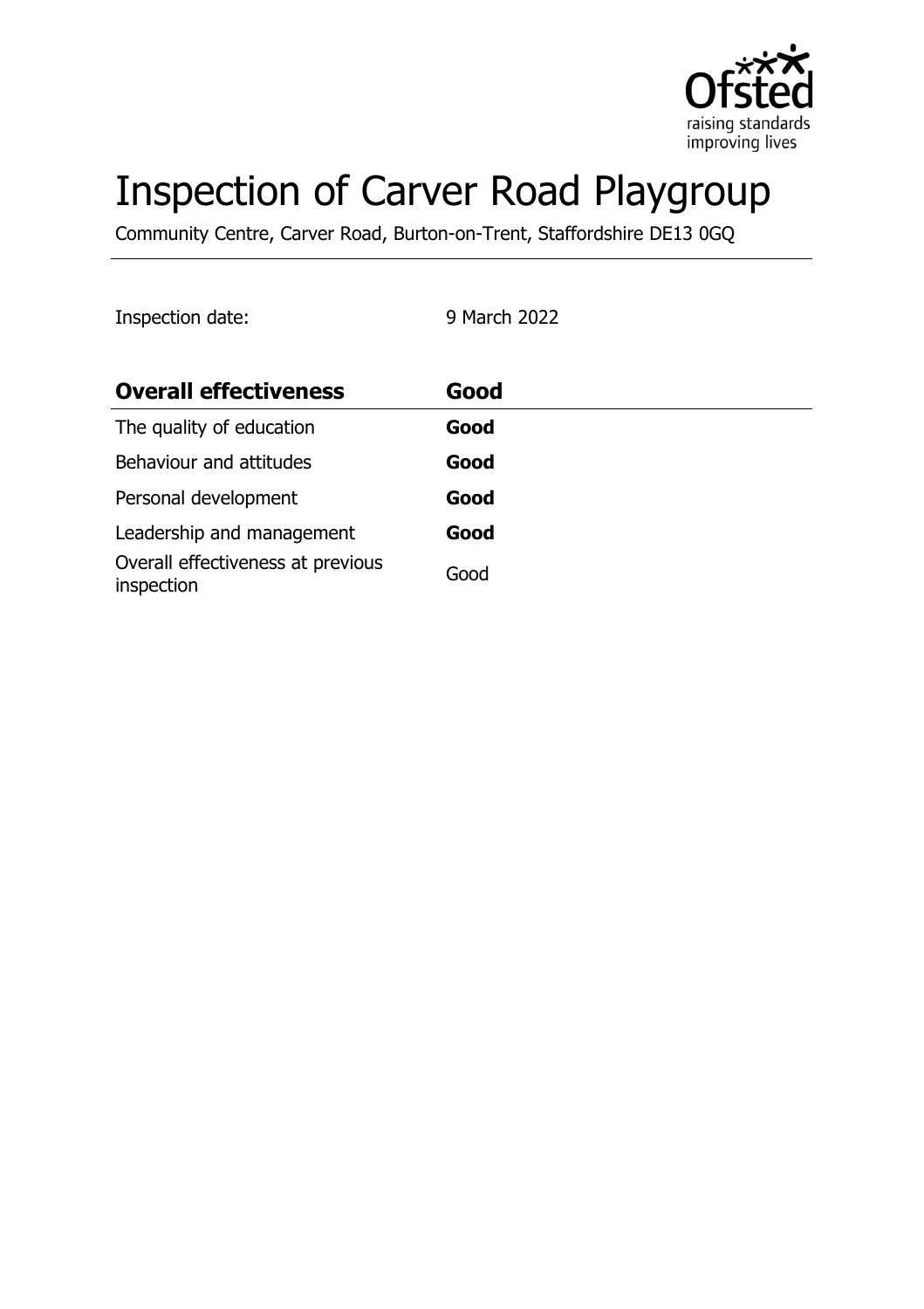# Inspection of Carver Road Playgroup

Community Centre, Carver Road, Burton-on-Trent, Staffordshire DE13 0GQ

Inspection date: 9 March 2022

| **Overall effectiveness** | **Good** |
| --- | --- |
| The quality of education | **Good** |
| Behaviour and attitudes | **Good** |
| Personal development | **Good** |
| Leadership and management | **Good** |
| Overall effectiveness at previous inspection | Good |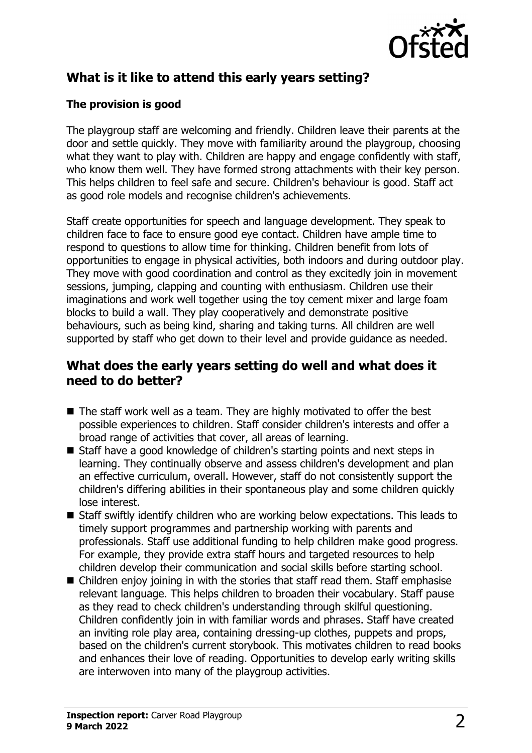## What is it like to attend this early years setting?

### The provision is good

The playgroup staff are welcoming and friendly. Children leave their parents at the door and settle quickly. They move with familiarity around the playgroup, choosing what they want to play with. Children are happy and engage confidently with staff, who know them well. They have formed strong attachments with their key person. This helps children to feel safe and secure. Children's behaviour is good. Staff act as good role models and recognise children's achievements.

Staff create opportunities for speech and language development. They speak to children face to face to ensure good eye contact. Children have ample time to respond to questions to allow time for thinking. Children benefit from lots of opportunities to engage in physical activities, both indoors and during outdoor play. They move with good coordination and control as they excitedly join in movement sessions, jumping, clapping and counting with enthusiasm. Children use their imaginations and work well together using the toy cement mixer and large foam blocks to build a wall. They play cooperatively and demonstrate positive behaviours, such as being kind, sharing and taking turns. All children are well supported by staff who get down to their level and provide guidance as needed.

## What does the early years setting do well and what does it need to do better?

- The staff work well as a team. They are highly motivated to offer the best possible experiences to children. Staff consider children's interests and offer a broad range of activities that cover, all areas of learning.
- Staff have a good knowledge of children's starting points and next steps in learning. They continually observe and assess children's development and plan an effective curriculum, overall. However, staff do not consistently support the children's differing abilities in their spontaneous play and some children quickly lose interest.
- Staff swiftly identify children who are working below expectations. This leads to timely support programmes and partnership working with parents and professionals. Staff use additional funding to help children make good progress. For example, they provide extra staff hours and targeted resources to help children develop their communication and social skills before starting school.
- Children enjoy joining in with the stories that staff read them. Staff emphasise relevant language. This helps children to broaden their vocabulary. Staff pause as they read to check children's understanding through skilful questioning. Children confidently join in with familiar words and phrases. Staff have created an inviting role play area, containing dressing-up clothes, puppets and props, based on the children's current storybook. This motivates children to read books and enhances their love of reading. Opportunities to develop early writing skills are interwoven into many of the playgroup activities.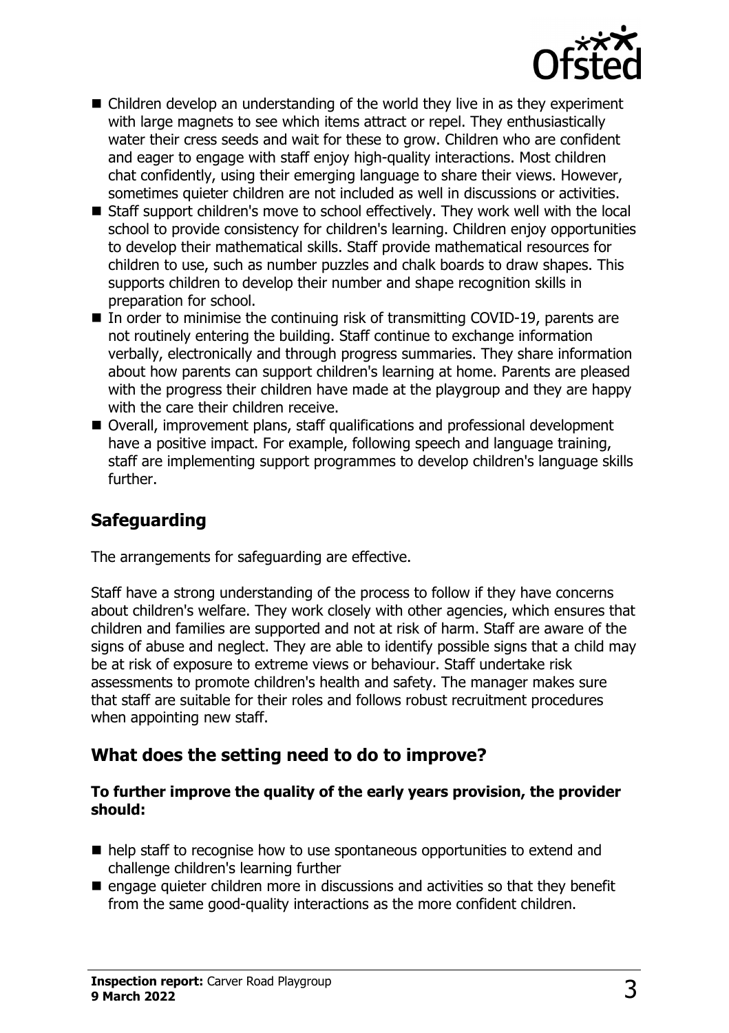- Children develop an understanding of the world they live in as they experiment with large magnets to see which items attract or repel. They enthusiastically water their cress seeds and wait for these to grow. Children who are confident and eager to engage with staff enjoy high-quality interactions. Most children chat confidently, using their emerging language to share their views. However, sometimes quieter children are not included as well in discussions or activities.
- Staff support children's move to school effectively. They work well with the local school to provide consistency for children's learning. Children enjoy opportunities to develop their mathematical skills. Staff provide mathematical resources for children to use, such as number puzzles and chalk boards to draw shapes. This supports children to develop their number and shape recognition skills in preparation for school.
- In order to minimise the continuing risk of transmitting COVID-19, parents are not routinely entering the building. Staff continue to exchange information verbally, electronically and through progress summaries. They share information about how parents can support children's learning at home. Parents are pleased with the progress their children have made at the playgroup and they are happy with the care their children receive.
- Overall, improvement plans, staff qualifications and professional development have a positive impact. For example, following speech and language training, staff are implementing support programmes to develop children's language skills further.

## Safeguarding

The arrangements for safeguarding are effective.

Staff have a strong understanding of the process to follow if they have concerns about children's welfare. They work closely with other agencies, which ensures that children and families are supported and not at risk of harm. Staff are aware of the signs of abuse and neglect. They are able to identify possible signs that a child may be at risk of exposure to extreme views or behaviour. Staff undertake risk assessments to promote children's health and safety. The manager makes sure that staff are suitable for their roles and follows robust recruitment procedures when appointing new staff.

## What does the setting need to do to improve?

**To further improve the quality of the early years provision, the provider should:**

- help staff to recognise how to use spontaneous opportunities to extend and challenge children's learning further
- engage quieter children more in discussions and activities so that they benefit from the same good-quality interactions as the more confident children.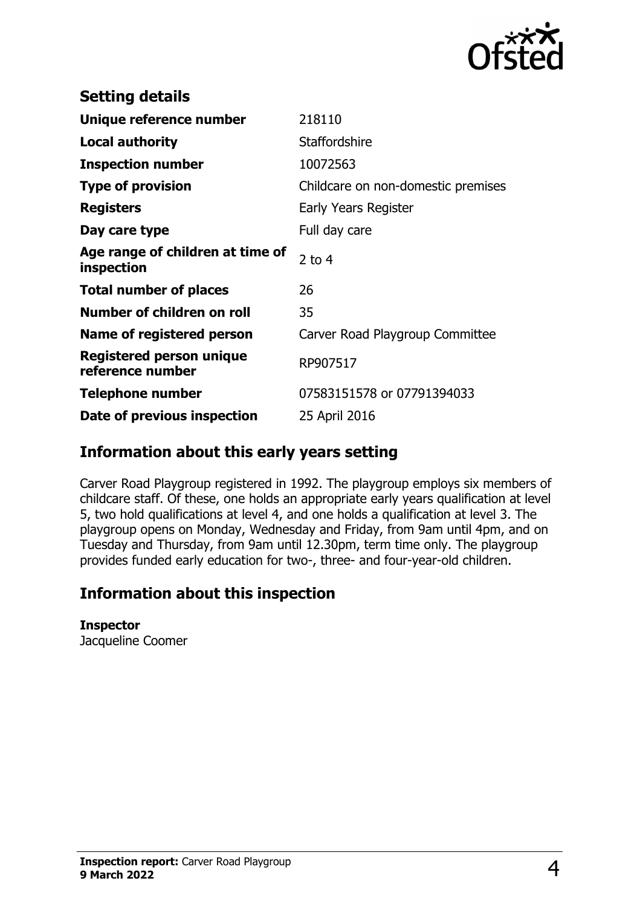## Setting details

| | |
|---|---|
| **Unique reference number** | 218110 |
| **Local authority** | Staffordshire |
| **Inspection number** | 10072563 |
| **Type of provision** | Childcare on non-domestic premises |
| **Registers** | Early Years Register |
| **Day care type** | Full day care |
| **Age range of children at time of inspection** | 2 to 4 |
| **Total number of places** | 26 |
| **Number of children on roll** | 35 |
| **Name of registered person** | Carver Road Playgroup Committee |
| **Registered person unique reference number** | RP907517 |
| **Telephone number** | 07583151578 or 07791394033 |
| **Date of previous inspection** | 25 April 2016 |

## Information about this early years setting

Carver Road Playgroup registered in 1992. The playgroup employs six members of childcare staff. Of these, one holds an appropriate early years qualification at level 5, two hold qualifications at level 4, and one holds a qualification at level 3. The playgroup opens on Monday, Wednesday and Friday, from 9am until 4pm, and on Tuesday and Thursday, from 9am until 12.30pm, term time only. The playgroup provides funded early education for two-, three- and four-year-old children.

## Information about this inspection

**Inspector**
Jacqueline Coomer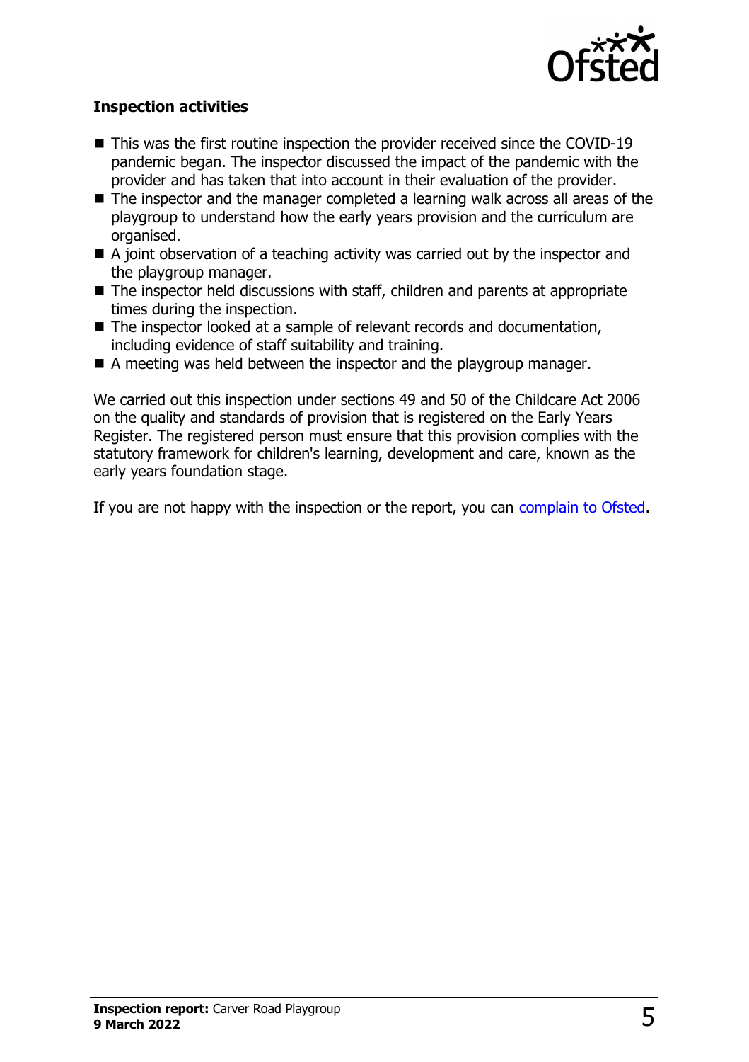**Inspection activities**

- This was the first routine inspection the provider received since the COVID-19 pandemic began. The inspector discussed the impact of the pandemic with the provider and has taken that into account in their evaluation of the provider.
- The inspector and the manager completed a learning walk across all areas of the playgroup to understand how the early years provision and the curriculum are organised.
- A joint observation of a teaching activity was carried out by the inspector and the playgroup manager.
- The inspector held discussions with staff, children and parents at appropriate times during the inspection.
- The inspector looked at a sample of relevant records and documentation, including evidence of staff suitability and training.
- A meeting was held between the inspector and the playgroup manager.

We carried out this inspection under sections 49 and 50 of the Childcare Act 2006 on the quality and standards of provision that is registered on the Early Years Register. The registered person must ensure that this provision complies with the statutory framework for children's learning, development and care, known as the early years foundation stage.

If you are not happy with the inspection or the report, you can complain to Ofsted.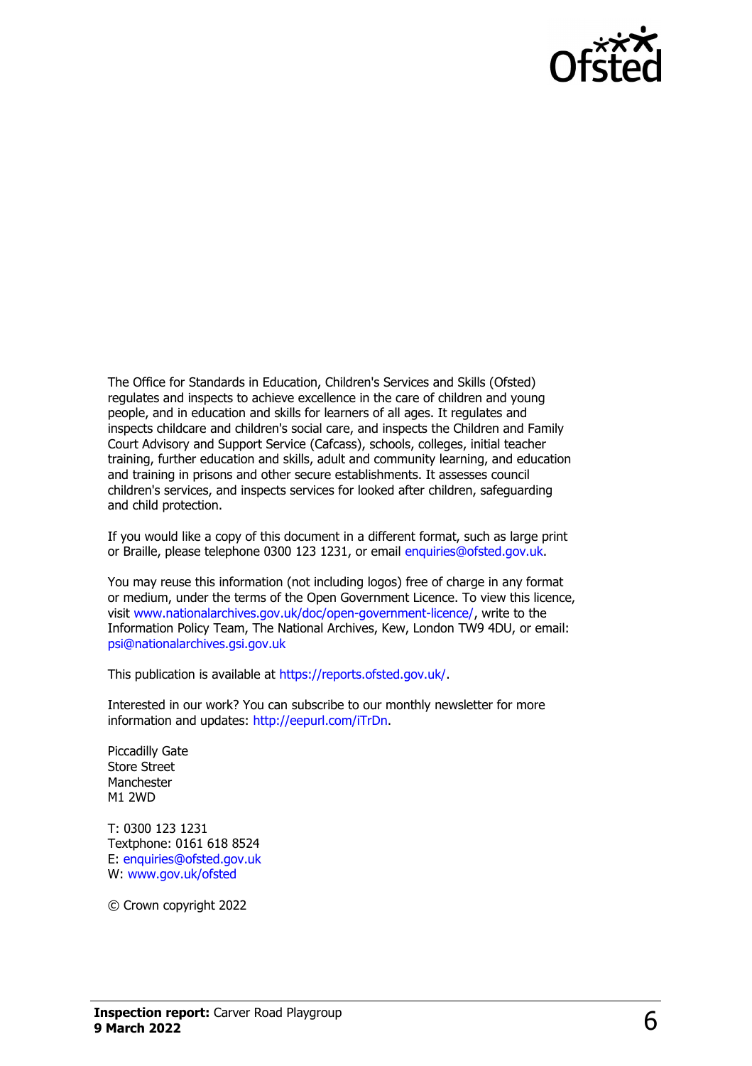The Office for Standards in Education, Children's Services and Skills (Ofsted) regulates and inspects to achieve excellence in the care of children and young people, and in education and skills for learners of all ages. It regulates and inspects childcare and children's social care, and inspects the Children and Family Court Advisory and Support Service (Cafcass), schools, colleges, initial teacher training, further education and skills, adult and community learning, and education and training in prisons and other secure establishments. It assesses council children's services, and inspects services for looked after children, safeguarding and child protection.

If you would like a copy of this document in a different format, such as large print or Braille, please telephone 0300 123 1231, or email enquiries@ofsted.gov.uk.

You may reuse this information (not including logos) free of charge in any format or medium, under the terms of the Open Government Licence. To view this licence, visit www.nationalarchives.gov.uk/doc/open-government-licence/, write to the Information Policy Team, The National Archives, Kew, London TW9 4DU, or email: psi@nationalarchives.gsi.gov.uk

This publication is available at https://reports.ofsted.gov.uk/.

Interested in our work? You can subscribe to our monthly newsletter for more information and updates: http://eepurl.com/iTrDn.

Piccadilly Gate
Store Street
Manchester
M1 2WD

T: 0300 123 1231
Textphone: 0161 618 8524
E: enquiries@ofsted.gov.uk
W: www.gov.uk/ofsted

© Crown copyright 2022